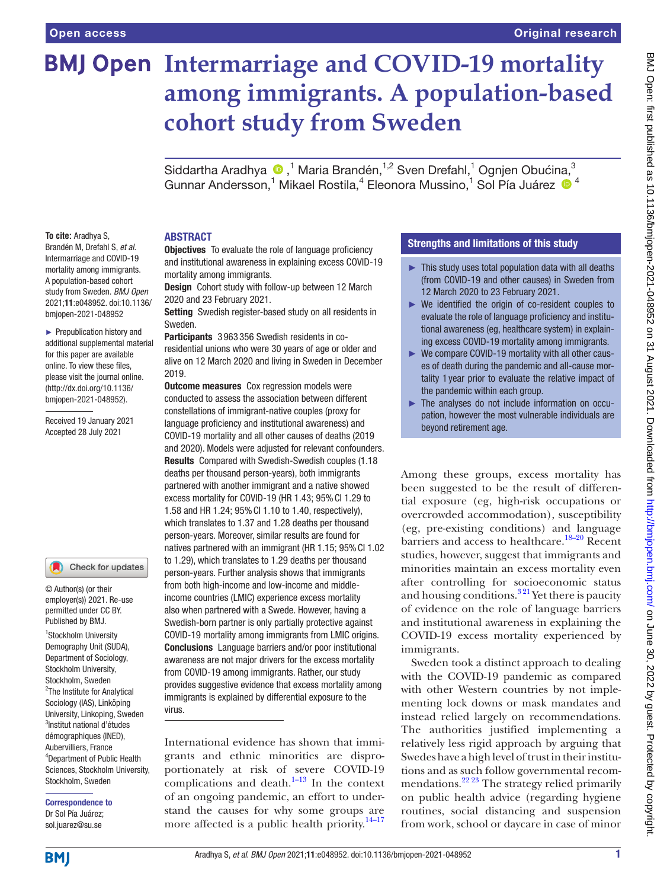# Intermarriage and COVID-19 mortality among immigrants. A population-based cohort study from Sweden

Siddartha Aradhya [1], Maria Brandén [1,2], Sven Drefahl [1], Ognjen Obućina [3], Gunnar Andersson [1], Mikael Rostila [4], Eleonora Mussino [1], Sol Pía Juárez [4]

**To cite:** Aradhya S, Brandén M, Drefahl S, *et al*. Intermarriage and COVID-19 mortality among immigrants. A population-based cohort study from Sweden. *BMJ Open* 2021;**11**:e048952. doi:10.1136/bmjopen-2021-048952

► Prepublication history and additional supplemental material for this paper are available online. To view these files, please visit the journal online. (http://dx.doi.org/10.1136/bmjopen-2021-048952).

Received 19 January 2021
Accepted 28 July 2021

© Author(s) (or their employer(s)) 2021. Re-use permitted under CC BY. Published by BMJ.

[1] Stockholm University Demography Unit (SUDA), Department of Sociology, Stockholm University, Stockholm, Sweden
[2] The Institute for Analytical Sociology (IAS), Linköping University, Linkoping, Sweden
[3] Institut national d'études démographiques (INED), Aubervilliers, France
[4] Department of Public Health Sciences, Stockholm University, Stockholm, Sweden

**Correspondence to**
Dr Sol Pía Juárez; sol.juarez@su.se

## ABSTRACT

**Objectives** To evaluate the role of language proficiency and institutional awareness in explaining excess COVID-19 mortality among immigrants.

**Design** Cohort study with follow-up between 12 March 2020 and 23 February 2021.

**Setting** Swedish register-based study on all residents in Sweden.

**Participants** 3 963 356 Swedish residents in co-residential unions who were 30 years of age or older and alive on 12 March 2020 and living in Sweden in December 2019.

**Outcome measures** Cox regression models were conducted to assess the association between different constellations of immigrant-native couples (proxy for language proficiency and institutional awareness) and COVID-19 mortality and all other causes of deaths (2019 and 2020). Models were adjusted for relevant confounders.

**Results** Compared with Swedish-Swedish couples (1.18 deaths per thousand person-years), both immigrants partnered with another immigrant and a native showed excess mortality for COVID-19 (HR 1.43; 95% CI 1.29 to 1.58 and HR 1.24; 95% CI 1.10 to 1.40, respectively), which translates to 1.37 and 1.28 deaths per thousand person-years. Moreover, similar results are found for natives partnered with an immigrant (HR 1.15; 95% CI 1.02 to 1.29), which translates to 1.29 deaths per thousand person-years. Further analysis shows that immigrants from both high-income and low-income and middle-income countries (LMIC) experience excess mortality also when partnered with a Swede. However, having a Swedish-born partner is only partially protective against COVID-19 mortality among immigrants from LMIC origins.

**Conclusions** Language barriers and/or poor institutional awareness are not major drivers for the excess mortality from COVID-19 among immigrants. Rather, our study provides suggestive evidence that excess mortality among immigrants is explained by differential exposure to the virus.

### Strengths and limitations of this study

- ► This study uses total population data with all deaths (from COVID-19 and other causes) in Sweden from 12 March 2020 to 23 February 2021.
- ► We identified the origin of co-resident couples to evaluate the role of language proficiency and institutional awareness (eg, healthcare system) in explaining excess COVID-19 mortality among immigrants.
- ► We compare COVID-19 mortality with all other causes of death during the pandemic and all-cause mortality 1 year prior to evaluate the relative impact of the pandemic within each group.
- ► The analyses do not include information on occupation, however the most vulnerable individuals are beyond retirement age.

International evidence has shown that immigrants and ethnic minorities are disproportionately at risk of severe COVID-19 complications and death.[1–13] In the context of an ongoing pandemic, an effort to understand the causes for why some groups are more affected is a public health priority.[14–17] Among these groups, excess mortality has been suggested to be the result of differential exposure (eg, high-risk occupations or overcrowded accommodation), susceptibility (eg, pre-existing conditions) and language barriers and access to healthcare.[18–20] Recent studies, however, suggest that immigrants and minorities maintain an excess mortality even after controlling for socioeconomic status and housing conditions.[3 21] Yet there is paucity of evidence on the role of language barriers and institutional awareness in explaining the COVID-19 excess mortality experienced by immigrants.

Sweden took a distinct approach to dealing with the COVID-19 pandemic as compared with other Western countries by not implementing lock downs or mask mandates and instead relied largely on recommendations. The authorities justified implementing a relatively less rigid approach by arguing that Swedes have a high level of trust in their institutions and as such follow governmental recommendations.[22 23] The strategy relied primarily on public health advice (regarding hygiene routines, social distancing and suspension from work, school or daycare in case of minor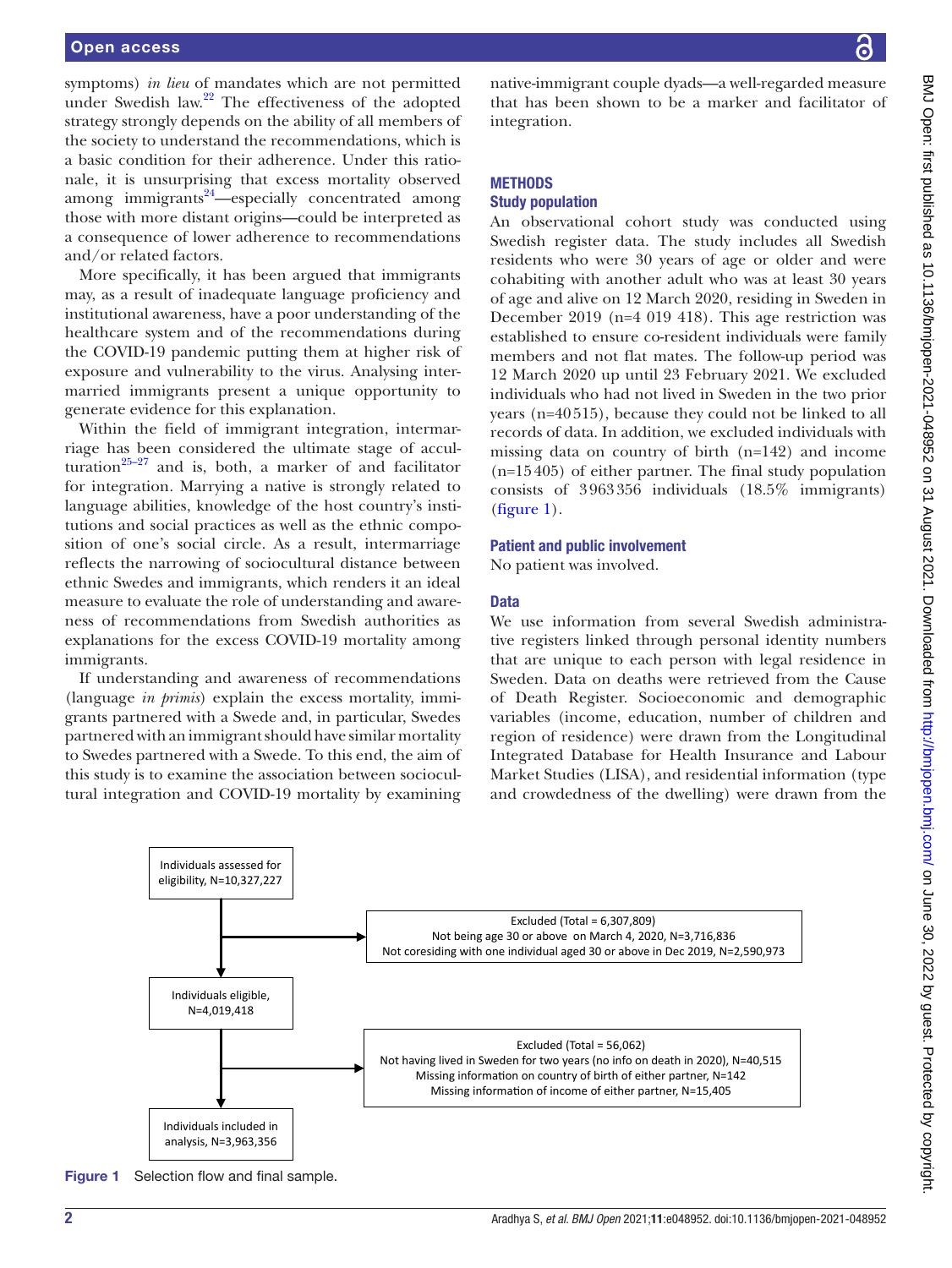symptoms) *in lieu* of mandates which are not permitted under Swedish law.[22] The effectiveness of the adopted strategy strongly depends on the ability of all members of the society to understand the recommendations, which is a basic condition for their adherence. Under this rationale, it is unsurprising that excess mortality observed among immigrants[24]—especially concentrated among those with more distant origins—could be interpreted as a consequence of lower adherence to recommendations and/or related factors.

More specifically, it has been argued that immigrants may, as a result of inadequate language proficiency and institutional awareness, have a poor understanding of the healthcare system and of the recommendations during the COVID-19 pandemic putting them at higher risk of exposure and vulnerability to the virus. Analysing intermarried immigrants present a unique opportunity to generate evidence for this explanation.

Within the field of immigrant integration, intermarriage has been considered the ultimate stage of acculturation[25–27] and is, both, a marker of and facilitator for integration. Marrying a native is strongly related to language abilities, knowledge of the host country's institutions and social practices as well as the ethnic composition of one's social circle. As a result, intermarriage reflects the narrowing of sociocultural distance between ethnic Swedes and immigrants, which renders it an ideal measure to evaluate the role of understanding and awareness of recommendations from Swedish authorities as explanations for the excess COVID-19 mortality among immigrants.

If understanding and awareness of recommendations (language *in primis*) explain the excess mortality, immigrants partnered with a Swede and, in particular, Swedes partnered with an immigrant should have similar mortality to Swedes partnered with a Swede. To this end, the aim of this study is to examine the association between sociocultural integration and COVID-19 mortality by examining native-immigrant couple dyads—a well-regarded measure that has been shown to be a marker and facilitator of integration.

## METHODS

### Study population

An observational cohort study was conducted using Swedish register data. The study includes all Swedish residents who were 30 years of age or older and were cohabiting with another adult who was at least 30 years of age and alive on 12 March 2020, residing in Sweden in December 2019 (n=4 019 418). This age restriction was established to ensure co-resident individuals were family members and not flat mates. The follow-up period was 12 March 2020 up until 23 February 2021. We excluded individuals who had not lived in Sweden in the two prior years (n=40 515), because they could not be linked to all records of data. In addition, we excluded individuals with missing data on country of birth (n=142) and income (n=15 405) of either partner. The final study population consists of 3 963 356 individuals (18.5% immigrants) (figure 1).

### Patient and public involvement

No patient was involved.

### Data

We use information from several Swedish administrative registers linked through personal identity numbers that are unique to each person with legal residence in Sweden. Data on deaths were retrieved from the Cause of Death Register. Socioeconomic and demographic variables (income, education, number of children and region of residence) were drawn from the Longitudinal Integrated Database for Health Insurance and Labour Market Studies (LISA), and residential information (type and crowdedness of the dwelling) were drawn from the

Individuals assessed for eligibility, N=10,327,227

Excluded (Total = 6,307,809)
Not being age 30 or above on March 4, 2020, N=3,716,836
Not coresiding with one individual aged 30 or above in Dec 2019, N=2,590,973

Individuals eligible, N=4,019,418

Excluded (Total = 56,062)
Not having lived in Sweden for two years (no info on death in 2020), N=40,515
Missing information on country of birth of either partner, N=142
Missing information of income of either partner, N=15,405

Individuals included in analysis, N=3,963,356

**Figure 1** Selection flow and final sample.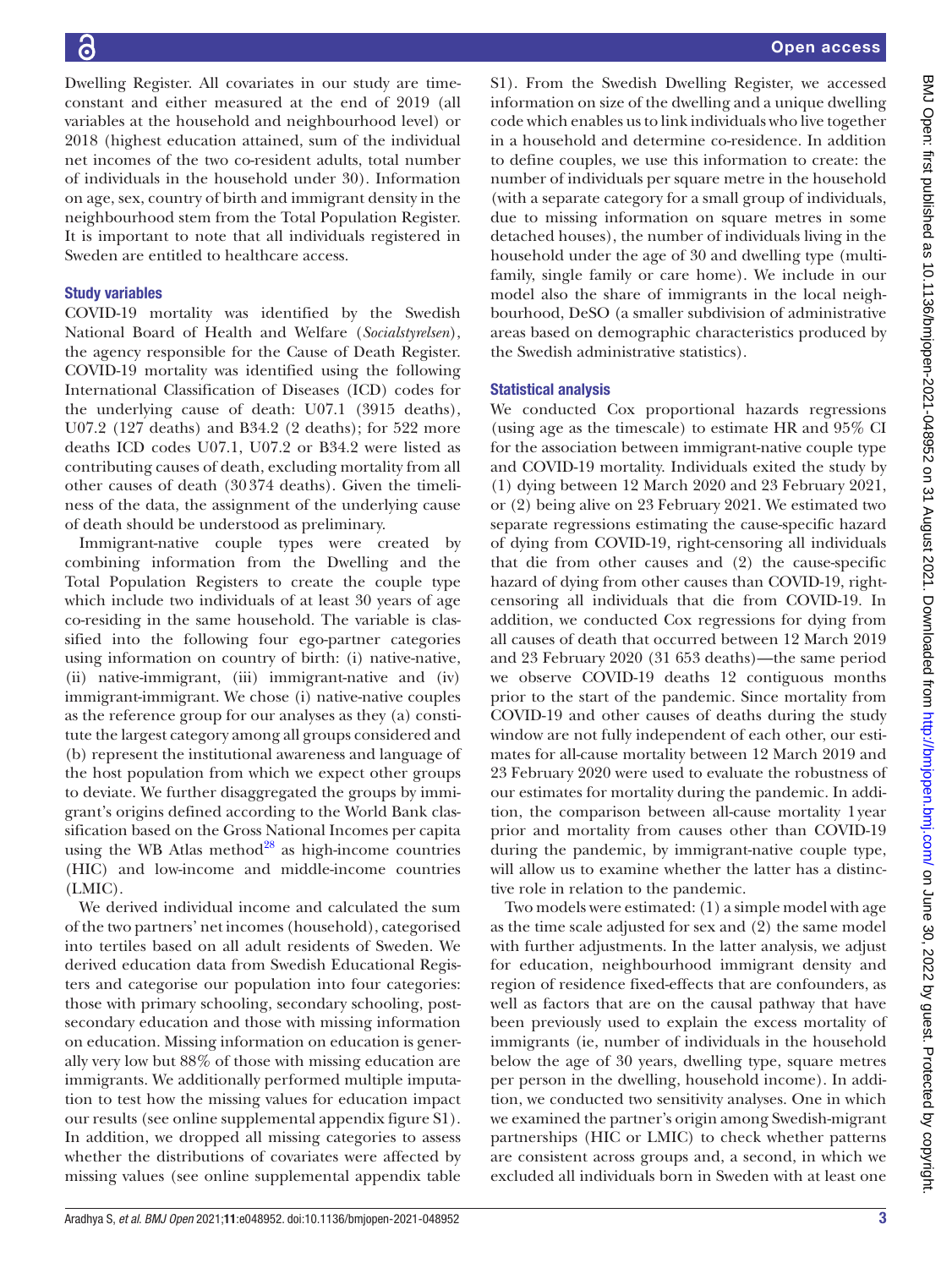Dwelling Register. All covariates in our study are time-constant and either measured at the end of 2019 (all variables at the household and neighbourhood level) or 2018 (highest education attained, sum of the individual net incomes of the two co-resident adults, total number of individuals in the household under 30). Information on age, sex, country of birth and immigrant density in the neighbourhood stem from the Total Population Register. It is important to note that all individuals registered in Sweden are entitled to healthcare access.

### Study variables

COVID-19 mortality was identified by the Swedish National Board of Health and Welfare (*Socialstyrelsen*), the agency responsible for the Cause of Death Register. COVID-19 mortality was identified using the following International Classification of Diseases (ICD) codes for the underlying cause of death: U07.1 (3915 deaths), U07.2 (127 deaths) and B34.2 (2 deaths); for 522 more deaths ICD codes U07.1, U07.2 or B34.2 were listed as contributing causes of death, excluding mortality from all other causes of death (30 374 deaths). Given the timeliness of the data, the assignment of the underlying cause of death should be understood as preliminary.

Immigrant-native couple types were created by combining information from the Dwelling and the Total Population Registers to create the couple type which include two individuals of at least 30 years of age co-residing in the same household. The variable is classified into the following four ego-partner categories using information on country of birth: (i) native-native, (ii) native-immigrant, (iii) immigrant-native and (iv) immigrant-immigrant. We chose (i) native-native couples as the reference group for our analyses as they (a) constitute the largest category among all groups considered and (b) represent the institutional awareness and language of the host population from which we expect other groups to deviate. We further disaggregated the groups by immigrant's origins defined according to the World Bank classification based on the Gross National Incomes per capita using the WB Atlas method[28] as high-income countries (HIC) and low-income and middle-income countries (LMIC).

We derived individual income and calculated the sum of the two partners' net incomes (household), categorised into tertiles based on all adult residents of Sweden. We derived education data from Swedish Educational Registers and categorise our population into four categories: those with primary schooling, secondary schooling, post-secondary education and those with missing information on education. Missing information on education is generally very low but 88% of those with missing education are immigrants. We additionally performed multiple imputation to test how the missing values for education impact our results (see online supplemental appendix figure S1). In addition, we dropped all missing categories to assess whether the distributions of covariates were affected by missing values (see online supplemental appendix table S1). From the Swedish Dwelling Register, we accessed information on size of the dwelling and a unique dwelling code which enables us to link individuals who live together in a household and determine co-residence. In addition to define couples, we use this information to create: the number of individuals per square metre in the household (with a separate category for a small group of individuals, due to missing information on square metres in some detached houses), the number of individuals living in the household under the age of 30 and dwelling type (multi-family, single family or care home). We include in our model also the share of immigrants in the local neighbourhood, DeSO (a smaller subdivision of administrative areas based on demographic characteristics produced by the Swedish administrative statistics).

### Statistical analysis

We conducted Cox proportional hazards regressions (using age as the timescale) to estimate HR and 95% CI for the association between immigrant-native couple type and COVID-19 mortality. Individuals exited the study by (1) dying between 12 March 2020 and 23 February 2021, or (2) being alive on 23 February 2021. We estimated two separate regressions estimating the cause-specific hazard of dying from COVID-19, right-censoring all individuals that die from other causes and (2) the cause-specific hazard of dying from other causes than COVID-19, right-censoring all individuals that die from COVID-19. In addition, we conducted Cox regressions for dying from all causes of death that occurred between 12 March 2019 and 23 February 2020 (31 653 deaths)—the same period we observe COVID-19 deaths 12 contiguous months prior to the start of the pandemic. Since mortality from COVID-19 and other causes of deaths during the study window are not fully independent of each other, our estimates for all-cause mortality between 12 March 2019 and 23 February 2020 were used to evaluate the robustness of our estimates for mortality during the pandemic. In addition, the comparison between all-cause mortality 1 year prior and mortality from causes other than COVID-19 during the pandemic, by immigrant-native couple type, will allow us to examine whether the latter has a distinctive role in relation to the pandemic.

Two models were estimated: (1) a simple model with age as the time scale adjusted for sex and (2) the same model with further adjustments. In the latter analysis, we adjust for education, neighbourhood immigrant density and region of residence fixed-effects that are confounders, as well as factors that are on the causal pathway that have been previously used to explain the excess mortality of immigrants (ie, number of individuals in the household below the age of 30 years, dwelling type, square metres per person in the dwelling, household income). In addition, we conducted two sensitivity analyses. One in which we examined the partner's origin among Swedish-migrant partnerships (HIC or LMIC) to check whether patterns are consistent across groups and, a second, in which we excluded all individuals born in Sweden with at least one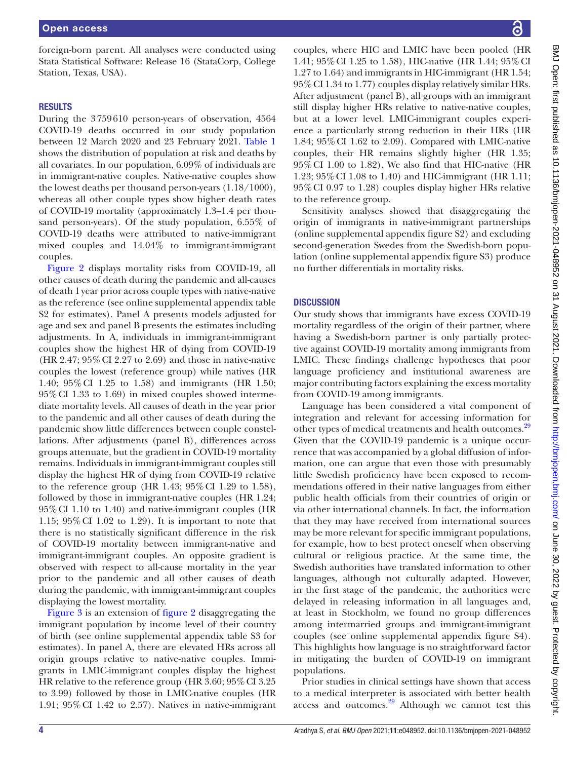foreign-born parent. All analyses were conducted using Stata Statistical Software: Release 16 (StataCorp, College Station, Texas, USA).

## RESULTS

During the 3 759 610 person-years of observation, 4564 COVID-19 deaths occurred in our study population between 12 March 2020 and 23 February 2021. Table 1 shows the distribution of population at risk and deaths by all covariates. In our population, 6.09% of individuals are in immigrant-native couples. Native-native couples show the lowest deaths per thousand person-years (1.18/1000), whereas all other couple types show higher death rates of COVID-19 mortality (approximately 1.3–1.4 per thousand person-years). Of the study population, 6.55% of COVID-19 deaths were attributed to native-immigrant mixed couples and 14.04% to immigrant-immigrant couples.

Figure 2 displays mortality risks from COVID-19, all other causes of death during the pandemic and all-causes of death 1 year prior across couple types with native-native as the reference (see online supplemental appendix table S2 for estimates). Panel A presents models adjusted for age and sex and panel B presents the estimates including adjustments. In A, individuals in immigrant-immigrant couples show the highest HR of dying from COVID-19 (HR 2.47; 95% CI 2.27 to 2.69) and those in native-native couples the lowest (reference group) while natives (HR 1.40; 95% CI 1.25 to 1.58) and immigrants (HR 1.50; 95% CI 1.33 to 1.69) in mixed couples showed intermediate mortality levels. All causes of death in the year prior to the pandemic and all other causes of death during the pandemic show little differences between couple constellations. After adjustments (panel B), differences across groups attenuate, but the gradient in COVID-19 mortality remains. Individuals in immigrant-immigrant couples still display the highest HR of dying from COVID-19 relative to the reference group (HR 1.43; 95% CI 1.29 to 1.58), followed by those in immigrant-native couples (HR 1.24; 95% CI 1.10 to 1.40) and native-immigrant couples (HR 1.15; 95% CI 1.02 to 1.29). It is important to note that there is no statistically significant difference in the risk of COVID-19 mortality between immigrant-native and immigrant-immigrant couples. An opposite gradient is observed with respect to all-cause mortality in the year prior to the pandemic and all other causes of death during the pandemic, with immigrant-immigrant couples displaying the lowest mortality.

Figure 3 is an extension of figure 2 disaggregating the immigrant population by income level of their country of birth (see online supplemental appendix table S3 for estimates). In panel A, there are elevated HRs across all origin groups relative to native-native couples. Immigrants in LMIC-immigrant couples display the highest HR relative to the reference group (HR 3.60; 95% CI 3.25 to 3.99) followed by those in LMIC-native couples (HR 1.91; 95% CI 1.42 to 2.57). Natives in native-immigrant couples, where HIC and LMIC have been pooled (HR 1.41; 95% CI 1.25 to 1.58), HIC-native (HR 1.44; 95% CI 1.27 to 1.64) and immigrants in HIC-immigrant (HR 1.54; 95% CI 1.34 to 1.77) couples display relatively similar HRs. After adjustment (panel B), all groups with an immigrant still display higher HRs relative to native-native couples, but at a lower level. LMIC-immigrant couples experience a particularly strong reduction in their HRs (HR 1.84; 95% CI 1.62 to 2.09). Compared with LMIC-native couples, their HR remains slightly higher (HR 1.35; 95% CI 1.00 to 1.82). We also find that HIC-native (HR 1.23; 95% CI 1.08 to 1.40) and HIC-immigrant (HR 1.11; 95% CI 0.97 to 1.28) couples display higher HRs relative to the reference group.

Sensitivity analyses showed that disaggregating the origin of immigrants in native-immigrant partnerships (online supplemental appendix figure S2) and excluding second-generation Swedes from the Swedish-born population (online supplemental appendix figure S3) produce no further differentials in mortality risks.

## DISCUSSION

Our study shows that immigrants have excess COVID-19 mortality regardless of the origin of their partner, where having a Swedish-born partner is only partially protective against COVID-19 mortality among immigrants from LMIC. These findings challenge hypotheses that poor language proficiency and institutional awareness are major contributing factors explaining the excess mortality from COVID-19 among immigrants.

Language has been considered a vital component of integration and relevant for accessing information for other types of medical treatments and health outcomes.[29] Given that the COVID-19 pandemic is a unique occurrence that was accompanied by a global diffusion of information, one can argue that even those with presumably little Swedish proficiency have been exposed to recommendations offered in their native languages from either public health officials from their countries of origin or via other international channels. In fact, the information that they may have received from international sources may be more relevant for specific immigrant populations, for example, how to best protect oneself when observing cultural or religious practice. At the same time, the Swedish authorities have translated information to other languages, although not culturally adapted. However, in the first stage of the pandemic, the authorities were delayed in releasing information in all languages and, at least in Stockholm, we found no group differences among intermarried groups and immigrant-immigrant couples (see online supplemental appendix figure S4). This highlights how language is no straightforward factor in mitigating the burden of COVID-19 on immigrant populations.

Prior studies in clinical settings have shown that access to a medical interpreter is associated with better health access and outcomes.[29] Although we cannot test this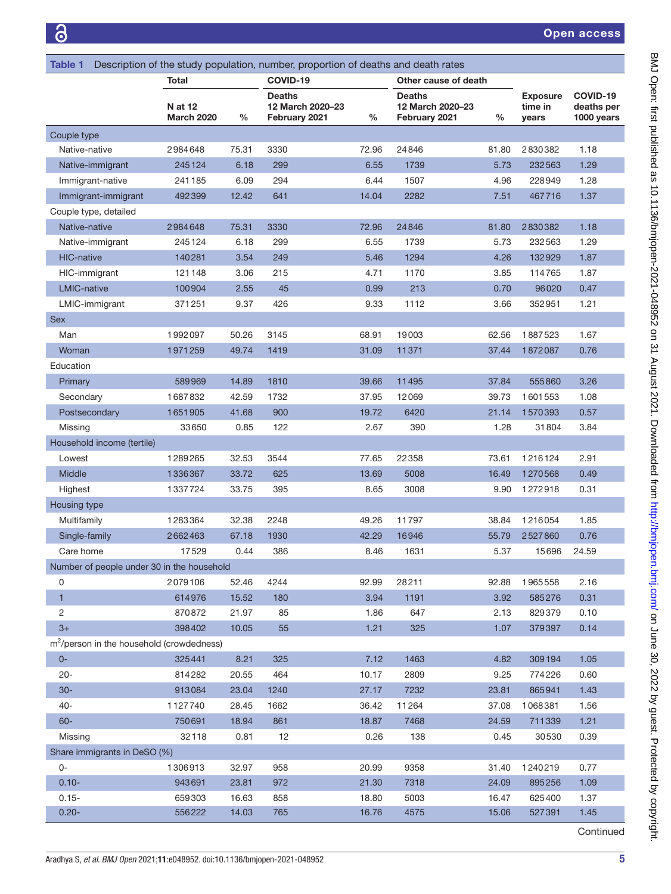**Table 1** Description of the study population, number, proportion of deaths and death rates

| | Total | | COVID-19 | | Other cause of death | | | |
|---|---|---|---|---|---|---|---|---|
| | N at 12 March 2020 | % | Deaths 12 March 2020–23 February 2021 | % | Deaths 12 March 2020–23 February 2021 | % | Exposure time in years | COVID-19 deaths per 1000 years |
| **Couple type** | | | | | | | | |
| Native-native | 2984648 | 75.31 | 3330 | 72.96 | 24846 | 81.80 | 2830382 | 1.18 |
| Native-immigrant | 245124 | 6.18 | 299 | 6.55 | 1739 | 5.73 | 232563 | 1.29 |
| Immigrant-native | 241185 | 6.09 | 294 | 6.44 | 1507 | 4.96 | 228949 | 1.28 |
| Immigrant-immigrant | 492399 | 12.42 | 641 | 14.04 | 2282 | 7.51 | 467716 | 1.37 |
| **Couple type, detailed** | | | | | | | | |
| Native-native | 2984648 | 75.31 | 3330 | 72.96 | 24846 | 81.80 | 2830382 | 1.18 |
| Native-immigrant | 245124 | 6.18 | 299 | 6.55 | 1739 | 5.73 | 232563 | 1.29 |
| HIC-native | 140281 | 3.54 | 249 | 5.46 | 1294 | 4.26 | 132929 | 1.87 |
| HIC-immigrant | 121148 | 3.06 | 215 | 4.71 | 1170 | 3.85 | 114765 | 1.87 |
| LMIC-native | 100904 | 2.55 | 45 | 0.99 | 213 | 0.70 | 96020 | 0.47 |
| LMIC-immigrant | 371251 | 9.37 | 426 | 9.33 | 1112 | 3.66 | 352951 | 1.21 |
| **Sex** | | | | | | | | |
| Man | 1992097 | 50.26 | 3145 | 68.91 | 19003 | 62.56 | 1887523 | 1.67 |
| Woman | 1971259 | 49.74 | 1419 | 31.09 | 11371 | 37.44 | 1872087 | 0.76 |
| **Education** | | | | | | | | |
| Primary | 589969 | 14.89 | 1810 | 39.66 | 11495 | 37.84 | 555860 | 3.26 |
| Secondary | 1687832 | 42.59 | 1732 | 37.95 | 12069 | 39.73 | 1601553 | 1.08 |
| Postsecondary | 1651905 | 41.68 | 900 | 19.72 | 6420 | 21.14 | 1570393 | 0.57 |
| Missing | 33650 | 0.85 | 122 | 2.67 | 390 | 1.28 | 31804 | 3.84 |
| **Household income (tertile)** | | | | | | | | |
| Lowest | 1289265 | 32.53 | 3544 | 77.65 | 22358 | 73.61 | 1216124 | 2.91 |
| Middle | 1336367 | 33.72 | 625 | 13.69 | 5008 | 16.49 | 1270568 | 0.49 |
| Highest | 1337724 | 33.75 | 395 | 8.65 | 3008 | 9.90 | 1272918 | 0.31 |
| **Housing type** | | | | | | | | |
| Multifamily | 1283364 | 32.38 | 2248 | 49.26 | 11797 | 38.84 | 1216054 | 1.85 |
| Single-family | 2662463 | 67.18 | 1930 | 42.29 | 16946 | 55.79 | 2527860 | 0.76 |
| Care home | 17529 | 0.44 | 386 | 8.46 | 1631 | 5.37 | 15696 | 24.59 |
| **Number of people under 30 in the household** | | | | | | | | |
| 0 | 2079106 | 52.46 | 4244 | 92.99 | 28211 | 92.88 | 1965558 | 2.16 |
| 1 | 614976 | 15.52 | 180 | 3.94 | 1191 | 3.92 | 585276 | 0.31 |
| 2 | 870872 | 21.97 | 85 | 1.86 | 647 | 2.13 | 829379 | 0.10 |
| 3+ | 398402 | 10.05 | 55 | 1.21 | 325 | 1.07 | 379397 | 0.14 |
| **$m^2$/person in the household (crowdedness)** | | | | | | | | |
| 0- | 325441 | 8.21 | 325 | 7.12 | 1463 | 4.82 | 309194 | 1.05 |
| 20- | 814282 | 20.55 | 464 | 10.17 | 2809 | 9.25 | 774226 | 0.60 |
| 30- | 913084 | 23.04 | 1240 | 27.17 | 7232 | 23.81 | 865941 | 1.43 |
| 40- | 1127740 | 28.45 | 1662 | 36.42 | 11264 | 37.08 | 1068381 | 1.56 |
| 60- | 750691 | 18.94 | 861 | 18.87 | 7468 | 24.59 | 711339 | 1.21 |
| Missing | 32118 | 0.81 | 12 | 0.26 | 138 | 0.45 | 30530 | 0.39 |
| **Share immigrants in DeSO (%)** | | | | | | | | |
| 0- | 1306913 | 32.97 | 958 | 20.99 | 9358 | 31.40 | 1240219 | 0.77 |
| 0.10- | 943691 | 23.81 | 972 | 21.30 | 7318 | 24.09 | 895256 | 1.09 |
| 0.15- | 659303 | 16.63 | 858 | 18.80 | 5003 | 16.47 | 625400 | 1.37 |
| 0.20- | 556222 | 14.03 | 765 | 16.76 | 4575 | 15.06 | 527391 | 1.45 |

Continued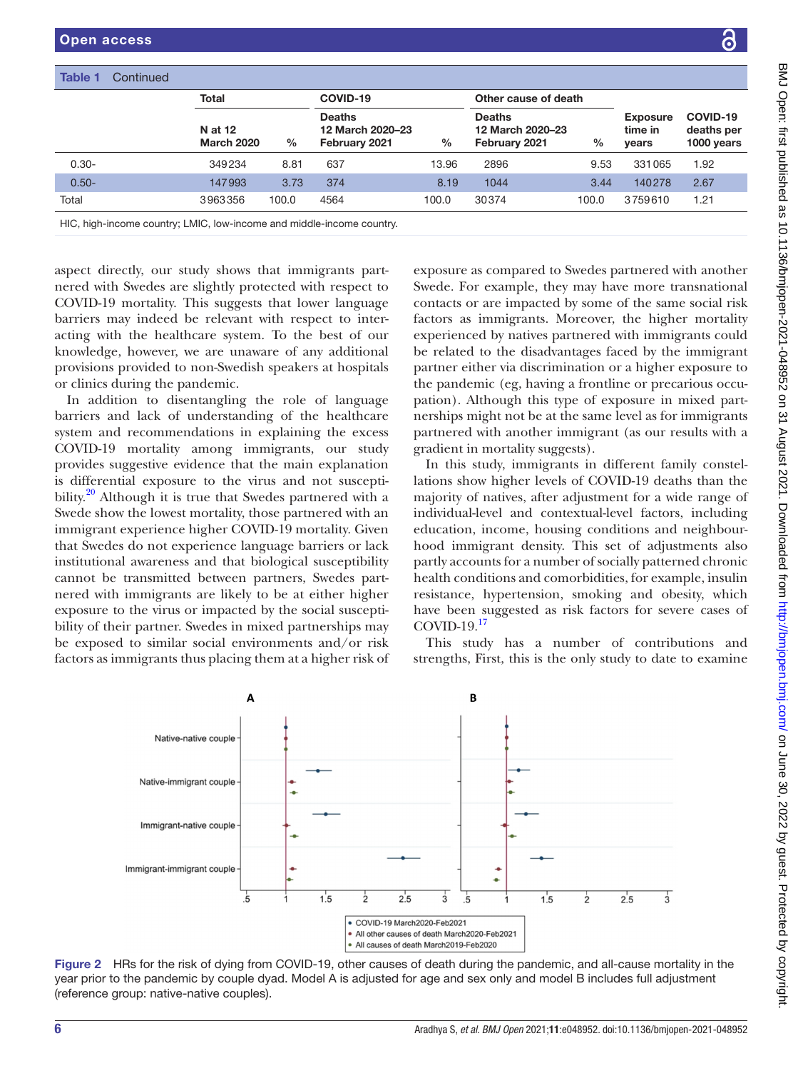**Table 1** Continued

| | Total | | COVID-19 | | Other cause of death | | | |
|---|---|---|---|---|---|---|---|---|
| | N at 12 March 2020 | % | Deaths 12 March 2020–23 February 2021 | % | Deaths 12 March 2020–23 February 2021 | % | Exposure time in years | COVID-19 deaths per 1000 years |
| 0.30- | 349234 | 8.81 | 637 | 13.96 | 2896 | 9.53 | 331065 | 1.92 |
| 0.50- | 147993 | 3.73 | 374 | 8.19 | 1044 | 3.44 | 140278 | 2.67 |
| Total | 3963356 | 100.0 | 4564 | 100.0 | 30374 | 100.0 | 3759610 | 1.21 |

HIC, high-income country; LMIC, low-income and middle-income country.

aspect directly, our study shows that immigrants partnered with Swedes are slightly protected with respect to COVID-19 mortality. This suggests that lower language barriers may indeed be relevant with respect to interacting with the healthcare system. To the best of our knowledge, however, we are unaware of any additional provisions provided to non-Swedish speakers at hospitals or clinics during the pandemic.

In addition to disentangling the role of language barriers and lack of understanding of the healthcare system and recommendations in explaining the excess COVID-19 mortality among immigrants, our study provides suggestive evidence that the main explanation is differential exposure to the virus and not susceptibility.[20] Although it is true that Swedes partnered with a Swede show the lowest mortality, those partnered with an immigrant experience higher COVID-19 mortality. Given that Swedes do not experience language barriers or lack institutional awareness and that biological susceptibility cannot be transmitted between partners, Swedes partnered with immigrants are likely to be at either higher exposure to the virus or impacted by the social susceptibility of their partner. Swedes in mixed partnerships may be exposed to similar social environments and/or risk factors as immigrants thus placing them at a higher risk of exposure as compared to Swedes partnered with another Swede. For example, they may have more transnational contacts or are impacted by some of the same social risk factors as immigrants. Moreover, the higher mortality experienced by natives partnered with immigrants could be related to the disadvantages faced by the immigrant partner either via discrimination or a higher exposure to the pandemic (eg, having a frontline or precarious occupation). Although this type of exposure in mixed partnerships might not be at the same level as for immigrants partnered with another immigrant (as our results with a gradient in mortality suggests).

In this study, immigrants in different family constellations show higher levels of COVID-19 deaths than the majority of natives, after adjustment for a wide range of individual-level and contextual-level factors, including education, income, housing conditions and neighbourhood immigrant density. This set of adjustments also partly accounts for a number of socially patterned chronic health conditions and comorbidities, for example, insulin resistance, hypertension, smoking and obesity, which have been suggested as risk factors for severe cases of COVID-19.[17]

This study has a number of contributions and strengths, First, this is the only study to date to examine

**Figure 2** HRs for the risk of dying from COVID-19, other causes of death during the pandemic, and all-cause mortality in the year prior to the pandemic by couple dyad. Model A is adjusted for age and sex only and model B includes full adjustment (reference group: native-native couples).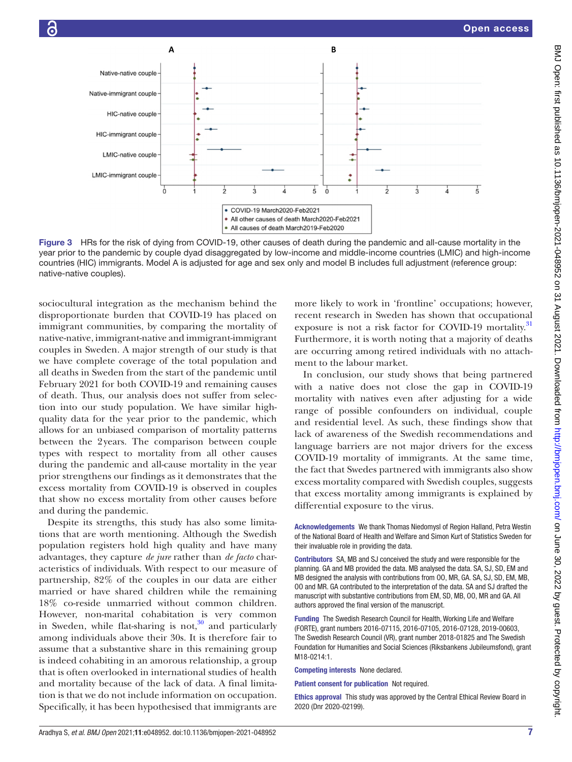Figure 3 HRs for the risk of dying from COVID-19, other causes of death during the pandemic and all-cause mortality in the year prior to the pandemic by couple dyad disaggregated by low-income and middle-income countries (LMIC) and high-income countries (HIC) immigrants. Model A is adjusted for age and sex only and model B includes full adjustment (reference group: native-native couples).

sociocultural integration as the mechanism behind the disproportionate burden that COVID-19 has placed on immigrant communities, by comparing the mortality of native-native, immigrant-native and immigrant-immigrant couples in Sweden. A major strength of our study is that we have complete coverage of the total population and all deaths in Sweden from the start of the pandemic until February 2021 for both COVID-19 and remaining causes of death. Thus, our analysis does not suffer from selection into our study population. We have similar high-quality data for the year prior to the pandemic, which allows for an unbiased comparison of mortality patterns between the 2years. The comparison between couple types with respect to mortality from all other causes during the pandemic and all-cause mortality in the year prior strengthens our findings as it demonstrates that the excess mortality from COVID-19 is observed in couples that show no excess mortality from other causes before and during the pandemic.

Despite its strengths, this study has also some limitations that are worth mentioning. Although the Swedish population registers hold high quality and have many advantages, they capture *de jure* rather than *de facto* characteristics of individuals. With respect to our measure of partnership, 82% of the couples in our data are either married or have shared children while the remaining 18% co-reside unmarried without common children. However, non-marital cohabitation is very common in Sweden, while flat-sharing is not,[30] and particularly among individuals above their 30s. It is therefore fair to assume that a substantive share in this remaining group is indeed cohabiting in an amorous relationship, a group that is often overlooked in international studies of health and mortality because of the lack of data. A final limitation is that we do not include information on occupation. Specifically, it has been hypothesised that immigrants are more likely to work in 'frontline' occupations; however, recent research in Sweden has shown that occupational exposure is not a risk factor for COVID-19 mortality.[31] Furthermore, it is worth noting that a majority of deaths are occurring among retired individuals with no attachment to the labour market.

In conclusion, our study shows that being partnered with a native does not close the gap in COVID-19 mortality with natives even after adjusting for a wide range of possible confounders on individual, couple and residential level. As such, these findings show that lack of awareness of the Swedish recommendations and language barriers are not major drivers for the excess COVID-19 mortality of immigrants. At the same time, the fact that Swedes partnered with immigrants also show excess mortality compared with Swedish couples, suggests that excess mortality among immigrants is explained by differential exposure to the virus.

**Acknowledgements** We thank Thomas Niedomysl of Region Halland, Petra Westin of the National Board of Health and Welfare and Simon Kurt of Statistics Sweden for their invaluable role in providing the data.

**Contributors** SA, MB and SJ conceived the study and were responsible for the planning. GA and MB provided the data. MB analysed the data. SA, SJ, SD, EM and MB designed the analysis with contributions from OO, MR, GA. SA, SJ, SD, EM, MB, OO and MR. GA contributed to the interpretation of the data. SA and SJ drafted the manuscript with substantive contributions from EM, SD, MB, OO, MR and GA. All authors approved the final version of the manuscript.

**Funding** The Swedish Research Council for Health, Working Life and Welfare (FORTE), grant numbers 2016-07115, 2016-07105, 2016-07128, 2019-00603, The Swedish Research Council (VR), grant number 2018-01825 and The Swedish Foundation for Humanities and Social Sciences (Riksbankens Jubileumsfond), grant M18-0214:1.

**Competing interests** None declared.

**Patient consent for publication** Not required.

**Ethics approval** This study was approved by the Central Ethical Review Board in 2020 (Dnr 2020-02199).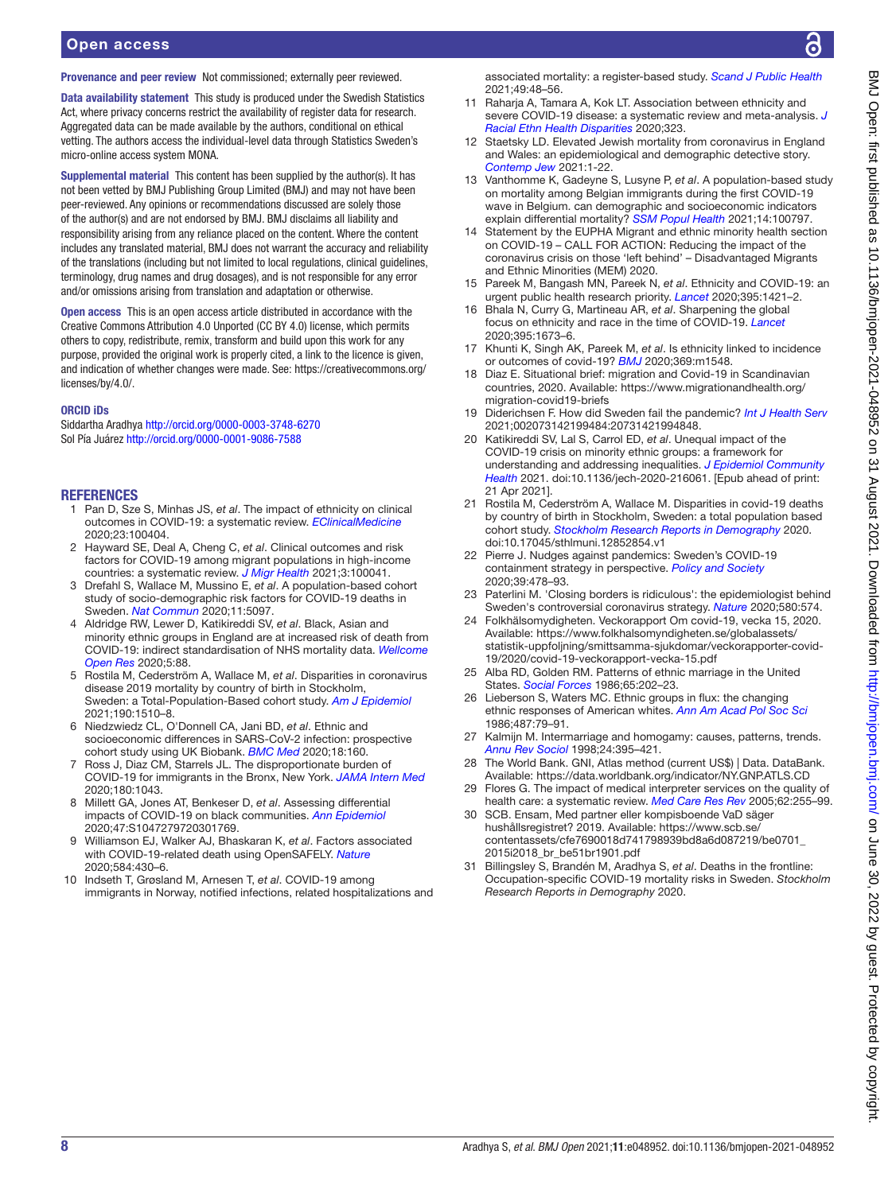**Provenance and peer review** Not commissioned; externally peer reviewed.

**Data availability statement** This study is produced under the Swedish Statistics Act, where privacy concerns restrict the availability of register data for research. Aggregated data can be made available by the authors, conditional on ethical vetting. The authors access the individual-level data through Statistics Sweden's micro-online access system MONA.

**Supplemental material** This content has been supplied by the author(s). It has not been vetted by BMJ Publishing Group Limited (BMJ) and may not have been peer-reviewed. Any opinions or recommendations discussed are solely those of the author(s) and are not endorsed by BMJ. BMJ disclaims all liability and responsibility arising from any reliance placed on the content. Where the content includes any translated material, BMJ does not warrant the accuracy and reliability of the translations (including but not limited to local regulations, clinical guidelines, terminology, drug names and drug dosages), and is not responsible for any error and/or omissions arising from translation and adaptation or otherwise.

**Open access** This is an open access article distributed in accordance with the Creative Commons Attribution 4.0 Unported (CC BY 4.0) license, which permits others to copy, redistribute, remix, transform and build upon this work for any purpose, provided the original work is properly cited, a link to the licence is given, and indication of whether changes were made. See: https://creativecommons.org/licenses/by/4.0/.

**ORCID iDs**

Siddartha Aradhya http://orcid.org/0000-0003-3748-6270
Sol Pía Juárez http://orcid.org/0000-0001-9086-7588

## REFERENCES

1. Pan D, Sze S, Minhas JS, *et al*. The impact of ethnicity on clinical outcomes in COVID-19: a systematic review. *EClinicalMedicine* 2020;23:100404.
2. Hayward SE, Deal A, Cheng C, *et al*. Clinical outcomes and risk factors for COVID-19 among migrant populations in high-income countries: a systematic review. *J Migr Health* 2021;3:100041.
3. Drefahl S, Wallace M, Mussino E, *et al*. A population-based cohort study of socio-demographic risk factors for COVID-19 deaths in Sweden. *Nat Commun* 2020;11:5097.
4. Aldridge RW, Lewer D, Katikireddi SV, *et al*. Black, Asian and minority ethnic groups in England are at increased risk of death from COVID-19: indirect standardisation of NHS mortality data. *Wellcome Open Res* 2020;5:88.
5. Rostila M, Cederström A, Wallace M, *et al*. Disparities in coronavirus disease 2019 mortality by country of birth in Stockholm, Sweden: a Total-Population-Based cohort study. *Am J Epidemiol* 2021;190:1510–8.
6. Niedzwiedz CL, O'Donnell CA, Jani BD, *et al*. Ethnic and socioeconomic differences in SARS-CoV-2 infection: prospective cohort study using UK Biobank. *BMC Med* 2020;18:160.
7. Ross J, Diaz CM, Starrels JL. The disproportionate burden of COVID-19 for immigrants in the Bronx, New York. *JAMA Intern Med* 2020;180:1043.
8. Millett GA, Jones AT, Benkeser D, *et al*. Assessing differential impacts of COVID-19 on black communities. *Ann Epidemiol* 2020;47:S1047279720301769.
9. Williamson EJ, Walker AJ, Bhaskaran K, *et al*. Factors associated with COVID-19-related death using OpenSAFELY. *Nature* 2020;584:430–6.
10. Indseth T, Grøsland M, Arnesen T, *et al*. COVID-19 among immigrants in Norway, notified infections, related hospitalizations and associated mortality: a register-based study. *Scand J Public Health* 2021;49:48–56.
11. Raharja A, Tamara A, Kok LT. Association between ethnicity and severe COVID-19 disease: a systematic review and meta-analysis. *J Racial Ethn Health Disparities* 2020;323.
12. Staetsky LD. Elevated Jewish mortality from coronavirus in England and Wales: an epidemiological and demographic detective story. *Contemp Jew* 2021:1-22.
13. Vanthomme K, Gadeyne S, Lusyne P, *et al*. A population-based study on mortality among Belgian immigrants during the first COVID-19 wave in Belgium. can demographic and socioeconomic indicators explain differential mortality? *SSM Popul Health* 2021;14:100797.
14. Statement by the EUPHA Migrant and ethnic minority health section on COVID-19 – CALL FOR ACTION: Reducing the impact of the coronavirus crisis on those 'left behind' – Disadvantaged Migrants and Ethnic Minorities (MEM) 2020.
15. Pareek M, Bangash MN, Pareek N, *et al*. Ethnicity and COVID-19: an urgent public health research priority. *Lancet* 2020;395:1421–2.
16. Bhala N, Curry G, Martineau AR, *et al*. Sharpening the global focus on ethnicity and race in the time of COVID-19. *Lancet* 2020;395:1673–6.
17. Khunti K, Singh AK, Pareek M, *et al*. Is ethnicity linked to incidence or outcomes of covid-19? *BMJ* 2020;369:m1548.
18. Diaz E. Situational brief: migration and Covid-19 in Scandinavian countries, 2020. Available: https://www.migrationandhealth.org/migration-covid19-briefs
19. Diderichsen F. How did Sweden fail the pandemic? *Int J Health Serv* 2021;002073142199484:20731421994848.
20. Katikireddi SV, Lal S, Carrol ED, *et al*. Unequal impact of the COVID-19 crisis on minority ethnic groups: a framework for understanding and addressing inequalities. *J Epidemiol Community Health* 2021. doi:10.1136/jech-2020-216061. [Epub ahead of print: 21 Apr 2021].
21. Rostila M, Cederström A, Wallace M. Disparities in covid-19 deaths by country of birth in Stockholm, Sweden: a total population based cohort study. *Stockholm Research Reports in Demography* 2020. doi:10.17045/sthlmuni.12852854.v1
22. Pierre J. Nudges against pandemics: Sweden's COVID-19 containment strategy in perspective. *Policy and Society* 2020;39:478–93.
23. Paterlini M. 'Closing borders is ridiculous': the epidemiologist behind Sweden's controversial coronavirus strategy. *Nature* 2020;580:574.
24. Folkhälsomydigheten. Veckorapport Om covid-19, vecka 15, 2020. Available: https://www.folkhalsomyndigheten.se/globalassets/statistik-uppfoljning/smittsamma-sjukdomar/veckorapporter-covid-19/2020/covid-19-veckorapport-vecka-15.pdf
25. Alba RD, Golden RM. Patterns of ethnic marriage in the United States. *Social Forces* 1986;65:202–23.
26. Lieberson S, Waters MC. Ethnic groups in flux: the changing ethnic responses of American whites. *Ann Am Acad Pol Soc Sci* 1986;487:79–91.
27. Kalmijn M. Intermarriage and homogamy: causes, patterns, trends. *Annu Rev Sociol* 1998;24:395–421.
28. The World Bank. GNI, Atlas method (current US$) | Data. DataBank. Available: https://data.worldbank.org/indicator/NY.GNP.ATLS.CD
29. Flores G. The impact of medical interpreter services on the quality of health care: a systematic review. *Med Care Res Rev* 2005;62:255–99.
30. SCB. Ensam, Med partner eller kompisboende VaD säger hushållsregistret? 2019. Available: https://www.scb.se/contentassets/cfe7690018d741798939bd8a6d087219/be0701_2015i2018_br_be51br1901.pdf
31. Billingsley S, Brandén M, Aradhya S, *et al*. Deaths in the frontline: Occupation-specific COVID-19 mortality risks in Sweden. *Stockholm Research Reports in Demography* 2020.